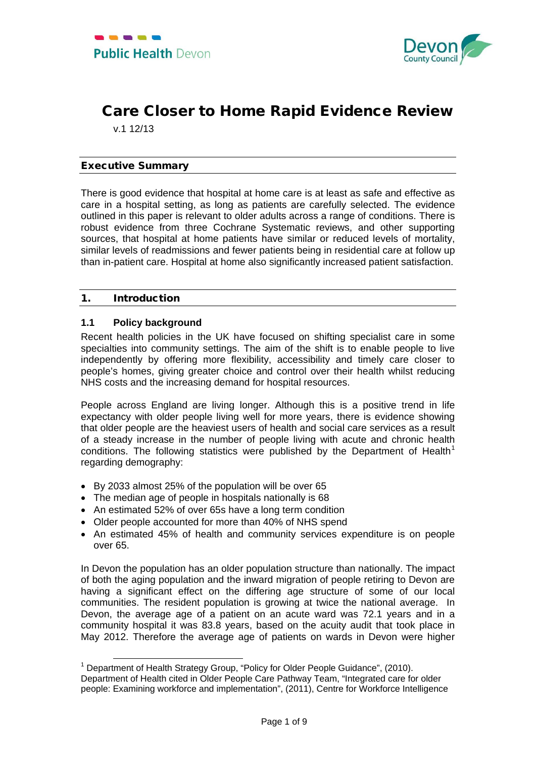Public Health Devon

Devon County Council

# Care Closer to Home Rapid Evidence Review

v.1 12/13

## Executive Summary

There is good evidence that hospital at home care is at least as safe and effective as care in a hospital setting, as long as patients are carefully selected. The evidence outlined in this paper is relevant to older adults across a range of conditions. There is robust evidence from three Cochrane Systematic reviews, and other supporting sources, that hospital at home patients have similar or reduced levels of mortality, similar levels of readmissions and fewer patients being in residential care at follow up than in-patient care. Hospital at home also significantly increased patient satisfaction.

## 1. Introduction

### 1.1 Policy background

Recent health policies in the UK have focused on shifting specialist care in some specialties into community settings. The aim of the shift is to enable people to live independently by offering more flexibility, accessibility and timely care closer to people's homes, giving greater choice and control over their health whilst reducing NHS costs and the increasing demand for hospital resources.

People across England are living longer. Although this is a positive trend in life expectancy with older people living well for more years, there is evidence showing that older people are the heaviest users of health and social care services as a result of a steady increase in the number of people living with acute and chronic health conditions. The following statistics were published by the Department of Health[1] regarding demography:

- By 2033 almost 25% of the population will be over 65
- The median age of people in hospitals nationally is 68
- An estimated 52% of over 65s have a long term condition
- Older people accounted for more than 40% of NHS spend
- An estimated 45% of health and community services expenditure is on people over 65.

In Devon the population has an older population structure than nationally. The impact of both the aging population and the inward migration of people retiring to Devon are having a significant effect on the differing age structure of some of our local communities. The resident population is growing at twice the national average. In Devon, the average age of a patient on an acute ward was 72.1 years and in a community hospital it was 83.8 years, based on the acuity audit that took place in May 2012. Therefore the average age of patients on wards in Devon were higher

[1] Department of Health Strategy Group, "Policy for Older People Guidance", (2010). Department of Health cited in Older People Care Pathway Team, "Integrated care for older people: Examining workforce and implementation", (2011), Centre for Workforce Intelligence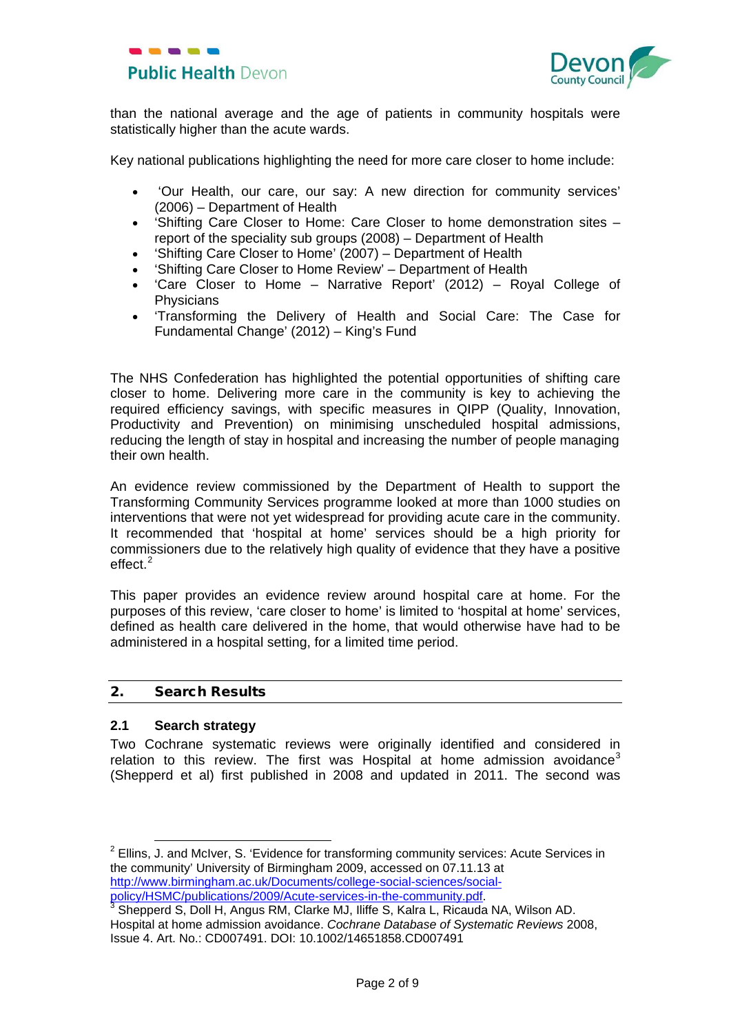than the national average and the age of patients in community hospitals were statistically higher than the acute wards.

Key national publications highlighting the need for more care closer to home include:

- 'Our Health, our care, our say: A new direction for community services' (2006) – Department of Health
- 'Shifting Care Closer to Home: Care Closer to home demonstration sites – report of the speciality sub groups (2008) – Department of Health
- 'Shifting Care Closer to Home' (2007) – Department of Health
- 'Shifting Care Closer to Home Review' – Department of Health
- 'Care Closer to Home – Narrative Report' (2012) – Royal College of Physicians
- 'Transforming the Delivery of Health and Social Care: The Case for Fundamental Change' (2012) – King's Fund

The NHS Confederation has highlighted the potential opportunities of shifting care closer to home. Delivering more care in the community is key to achieving the required efficiency savings, with specific measures in QIPP (Quality, Innovation, Productivity and Prevention) on minimising unscheduled hospital admissions, reducing the length of stay in hospital and increasing the number of people managing their own health.

An evidence review commissioned by the Department of Health to support the Transforming Community Services programme looked at more than 1000 studies on interventions that were not yet widespread for providing acute care in the community. It recommended that 'hospital at home' services should be a high priority for commissioners due to the relatively high quality of evidence that they have a positive effect.[2]

This paper provides an evidence review around hospital care at home. For the purposes of this review, 'care closer to home' is limited to 'hospital at home' services, defined as health care delivered in the home, that would otherwise have had to be administered in a hospital setting, for a limited time period.

## 2. Search Results

### 2.1 Search strategy

Two Cochrane systematic reviews were originally identified and considered in relation to this review. The first was Hospital at home admission avoidance[3] (Shepperd et al) first published in 2008 and updated in 2011. The second was

---

[2] Ellins, J. and McIver, S. 'Evidence for transforming community services: Acute Services in the community' University of Birmingham 2009, accessed on 07.11.13 at http://www.birmingham.ac.uk/Documents/college-social-sciences/social-policy/HSMC/publications/2009/Acute-services-in-the-community.pdf.

[3] Shepperd S, Doll H, Angus RM, Clarke MJ, Iliffe S, Kalra L, Ricauda NA, Wilson AD. Hospital at home admission avoidance. *Cochrane Database of Systematic Reviews* 2008, Issue 4. Art. No.: CD007491. DOI: 10.1002/14651858.CD007491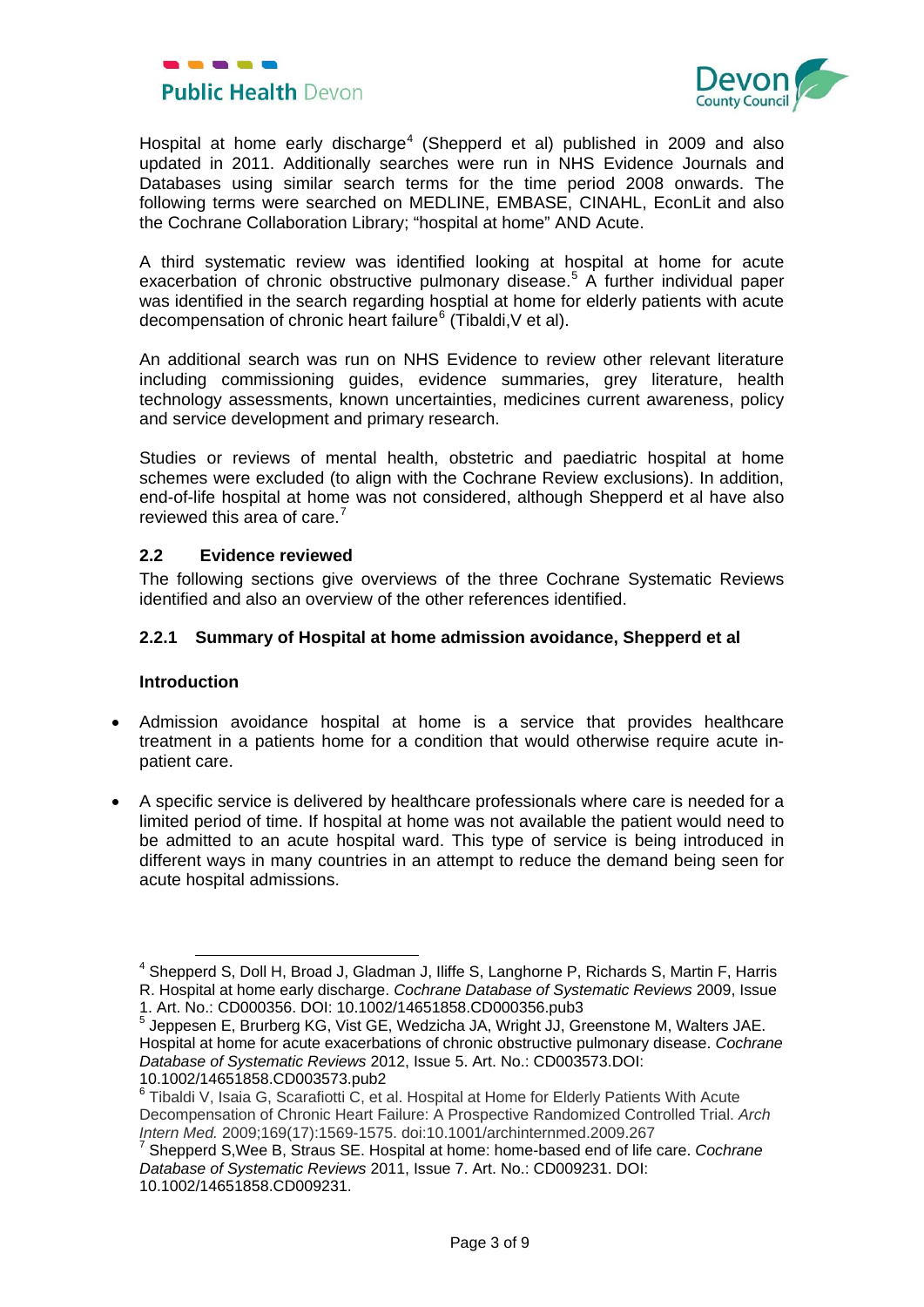Hospital at home early discharge[4] (Shepperd et al) published in 2009 and also updated in 2011. Additionally searches were run in NHS Evidence Journals and Databases using similar search terms for the time period 2008 onwards. The following terms were searched on MEDLINE, EMBASE, CINAHL, EconLit and also the Cochrane Collaboration Library; "hospital at home" AND Acute.

A third systematic review was identified looking at hospital at home for acute exacerbation of chronic obstructive pulmonary disease.[5] A further individual paper was identified in the search regarding hosptial at home for elderly patients with acute decompensation of chronic heart failure[6] (Tibaldi,V et al).

An additional search was run on NHS Evidence to review other relevant literature including commissioning guides, evidence summaries, grey literature, health technology assessments, known uncertainties, medicines current awareness, policy and service development and primary research.

Studies or reviews of mental health, obstetric and paediatric hospital at home schemes were excluded (to align with the Cochrane Review exclusions). In addition, end-of-life hospital at home was not considered, although Shepperd et al have also reviewed this area of care.[7]

## 2.2 Evidence reviewed

The following sections give overviews of the three Cochrane Systematic Reviews identified and also an overview of the other references identified.

### 2.2.1 Summary of Hospital at home admission avoidance, Shepperd et al

**Introduction**

- Admission avoidance hospital at home is a service that provides healthcare treatment in a patients home for a condition that would otherwise require acute in-patient care.
- A specific service is delivered by healthcare professionals where care is needed for a limited period of time. If hospital at home was not available the patient would need to be admitted to an acute hospital ward. This type of service is being introduced in different ways in many countries in an attempt to reduce the demand being seen for acute hospital admissions.

---

[4] Shepperd S, Doll H, Broad J, Gladman J, Iliffe S, Langhorne P, Richards S, Martin F, Harris R. Hospital at home early discharge. *Cochrane Database of Systematic Reviews* 2009, Issue 1. Art. No.: CD000356. DOI: 10.1002/14651858.CD000356.pub3

[5] Jeppesen E, Brurberg KG, Vist GE, Wedzicha JA, Wright JJ, Greenstone M, Walters JAE. Hospital at home for acute exacerbations of chronic obstructive pulmonary disease. *Cochrane Database of Systematic Reviews* 2012, Issue 5. Art. No.: CD003573.DOI: 10.1002/14651858.CD003573.pub2

[6] Tibaldi V, Isaia G, Scarafiotti C, et al. Hospital at Home for Elderly Patients With Acute Decompensation of Chronic Heart Failure: A Prospective Randomized Controlled Trial. *Arch Intern Med.* 2009;169(17):1569-1575. doi:10.1001/archinternmed.2009.267

[7] Shepperd S,Wee B, Straus SE. Hospital at home: home-based end of life care. *Cochrane Database of Systematic Reviews* 2011, Issue 7. Art. No.: CD009231. DOI: 10.1002/14651858.CD009231.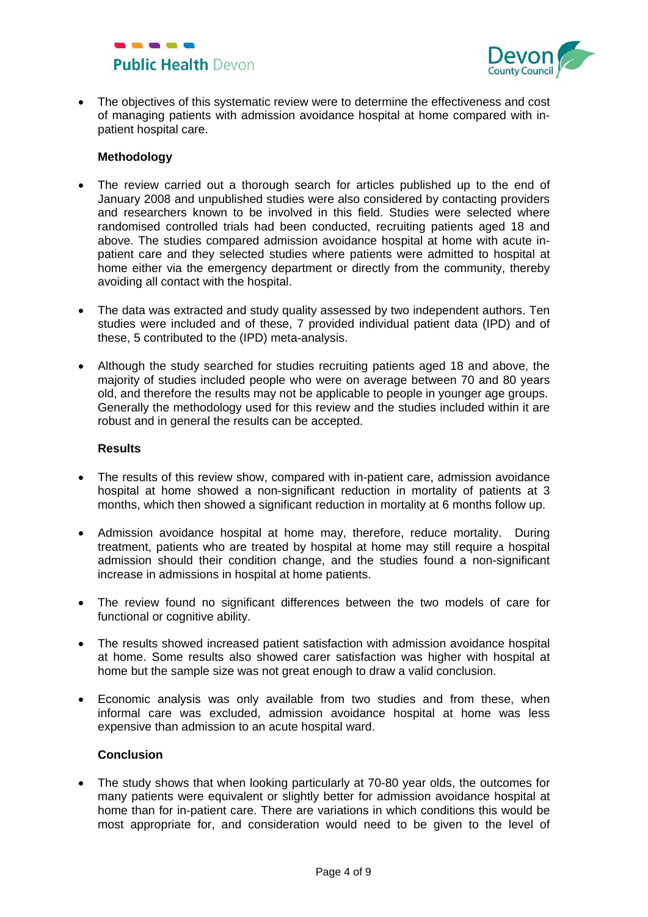- The objectives of this systematic review were to determine the effectiveness and cost of managing patients with admission avoidance hospital at home compared with in-patient hospital care.

**Methodology**

- The review carried out a thorough search for articles published up to the end of January 2008 and unpublished studies were also considered by contacting providers and researchers known to be involved in this field. Studies were selected where randomised controlled trials had been conducted, recruiting patients aged 18 and above. The studies compared admission avoidance hospital at home with acute in-patient care and they selected studies where patients were admitted to hospital at home either via the emergency department or directly from the community, thereby avoiding all contact with the hospital.

- The data was extracted and study quality assessed by two independent authors. Ten studies were included and of these, 7 provided individual patient data (IPD) and of these, 5 contributed to the (IPD) meta-analysis.

- Although the study searched for studies recruiting patients aged 18 and above, the majority of studies included people who were on average between 70 and 80 years old, and therefore the results may not be applicable to people in younger age groups. Generally the methodology used for this review and the studies included within it are robust and in general the results can be accepted.

**Results**

- The results of this review show, compared with in-patient care, admission avoidance hospital at home showed a non-significant reduction in mortality of patients at 3 months, which then showed a significant reduction in mortality at 6 months follow up.

- Admission avoidance hospital at home may, therefore, reduce mortality. During treatment, patients who are treated by hospital at home may still require a hospital admission should their condition change, and the studies found a non-significant increase in admissions in hospital at home patients.

- The review found no significant differences between the two models of care for functional or cognitive ability.

- The results showed increased patient satisfaction with admission avoidance hospital at home. Some results also showed carer satisfaction was higher with hospital at home but the sample size was not great enough to draw a valid conclusion.

- Economic analysis was only available from two studies and from these, when informal care was excluded, admission avoidance hospital at home was less expensive than admission to an acute hospital ward.

**Conclusion**

- The study shows that when looking particularly at 70-80 year olds, the outcomes for many patients were equivalent or slightly better for admission avoidance hospital at home than for in-patient care. There are variations in which conditions this would be most appropriate for, and consideration would need to be given to the level of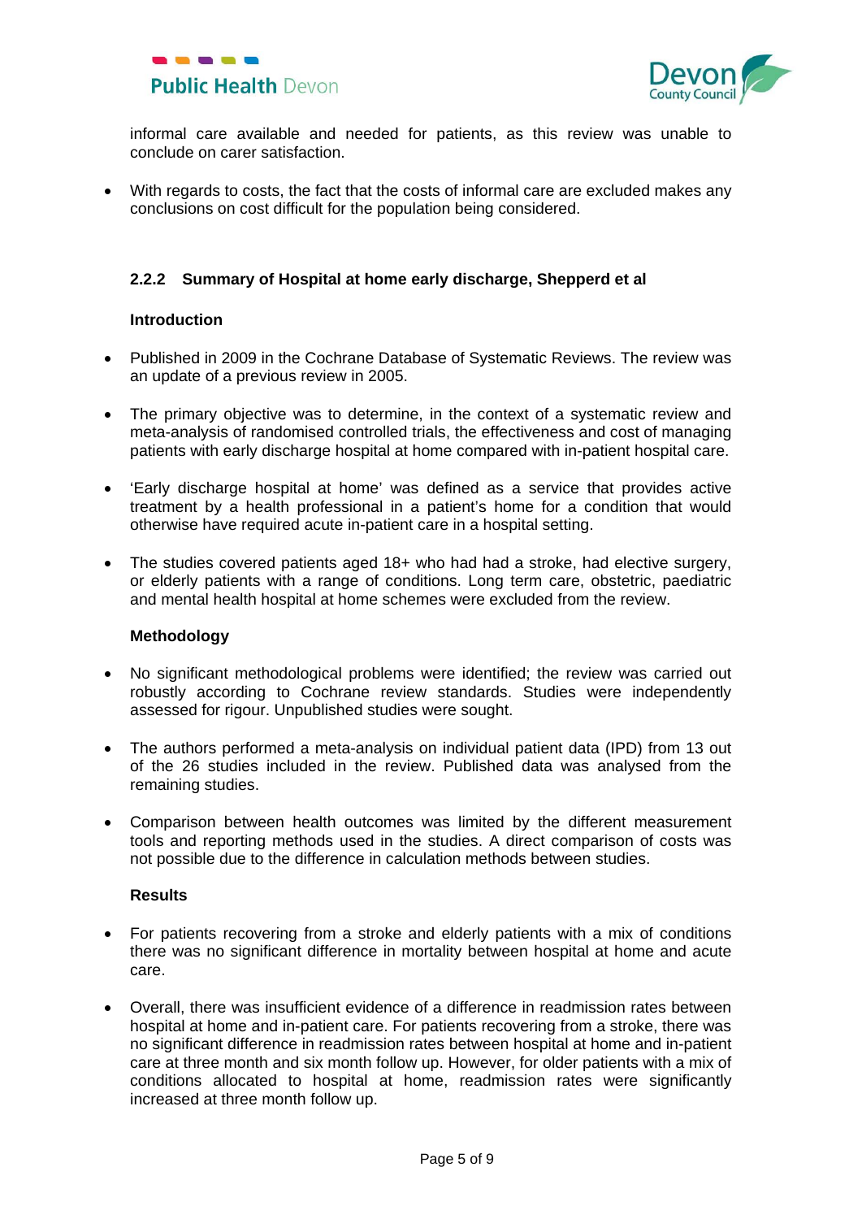informal care available and needed for patients, as this review was unable to conclude on carer satisfaction.

- With regards to costs, the fact that the costs of informal care are excluded makes any conclusions on cost difficult for the population being considered.

### 2.2.2 Summary of Hospital at home early discharge, Shepperd et al

**Introduction**

- Published in 2009 in the Cochrane Database of Systematic Reviews. The review was an update of a previous review in 2005.
- The primary objective was to determine, in the context of a systematic review and meta-analysis of randomised controlled trials, the effectiveness and cost of managing patients with early discharge hospital at home compared with in-patient hospital care.
- 'Early discharge hospital at home' was defined as a service that provides active treatment by a health professional in a patient's home for a condition that would otherwise have required acute in-patient care in a hospital setting.
- The studies covered patients aged 18+ who had had a stroke, had elective surgery, or elderly patients with a range of conditions. Long term care, obstetric, paediatric and mental health hospital at home schemes were excluded from the review.

**Methodology**

- No significant methodological problems were identified; the review was carried out robustly according to Cochrane review standards. Studies were independently assessed for rigour. Unpublished studies were sought.
- The authors performed a meta-analysis on individual patient data (IPD) from 13 out of the 26 studies included in the review. Published data was analysed from the remaining studies.
- Comparison between health outcomes was limited by the different measurement tools and reporting methods used in the studies. A direct comparison of costs was not possible due to the difference in calculation methods between studies.

**Results**

- For patients recovering from a stroke and elderly patients with a mix of conditions there was no significant difference in mortality between hospital at home and acute care.
- Overall, there was insufficient evidence of a difference in readmission rates between hospital at home and in-patient care. For patients recovering from a stroke, there was no significant difference in readmission rates between hospital at home and in-patient care at three month and six month follow up. However, for older patients with a mix of conditions allocated to hospital at home, readmission rates were significantly increased at three month follow up.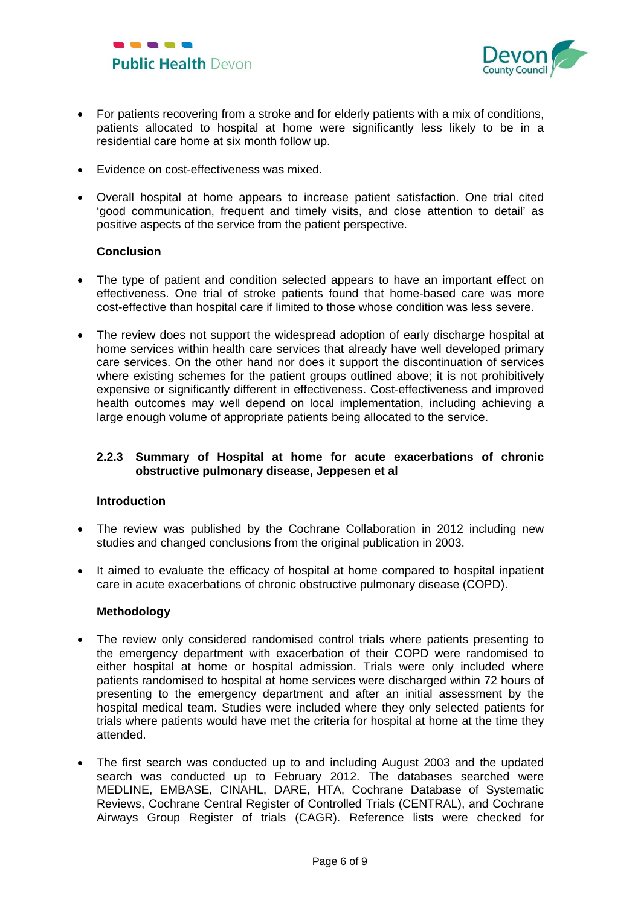- For patients recovering from a stroke and for elderly patients with a mix of conditions, patients allocated to hospital at home were significantly less likely to be in a residential care home at six month follow up.

- Evidence on cost-effectiveness was mixed.

- Overall hospital at home appears to increase patient satisfaction. One trial cited 'good communication, frequent and timely visits, and close attention to detail' as positive aspects of the service from the patient perspective.

**Conclusion**

- The type of patient and condition selected appears to have an important effect on effectiveness. One trial of stroke patients found that home-based care was more cost-effective than hospital care if limited to those whose condition was less severe.

- The review does not support the widespread adoption of early discharge hospital at home services within health care services that already have well developed primary care services. On the other hand nor does it support the discontinuation of services where existing schemes for the patient groups outlined above; it is not prohibitively expensive or significantly different in effectiveness. Cost-effectiveness and improved health outcomes may well depend on local implementation, including achieving a large enough volume of appropriate patients being allocated to the service.

### 2.2.3 Summary of Hospital at home for acute exacerbations of chronic obstructive pulmonary disease, Jeppesen et al

**Introduction**

- The review was published by the Cochrane Collaboration in 2012 including new studies and changed conclusions from the original publication in 2003.

- It aimed to evaluate the efficacy of hospital at home compared to hospital inpatient care in acute exacerbations of chronic obstructive pulmonary disease (COPD).

**Methodology**

- The review only considered randomised control trials where patients presenting to the emergency department with exacerbation of their COPD were randomised to either hospital at home or hospital admission. Trials were only included where patients randomised to hospital at home services were discharged within 72 hours of presenting to the emergency department and after an initial assessment by the hospital medical team. Studies were included where they only selected patients for trials where patients would have met the criteria for hospital at home at the time they attended.

- The first search was conducted up to and including August 2003 and the updated search was conducted up to February 2012. The databases searched were MEDLINE, EMBASE, CINAHL, DARE, HTA, Cochrane Database of Systematic Reviews, Cochrane Central Register of Controlled Trials (CENTRAL), and Cochrane Airways Group Register of trials (CAGR). Reference lists were checked for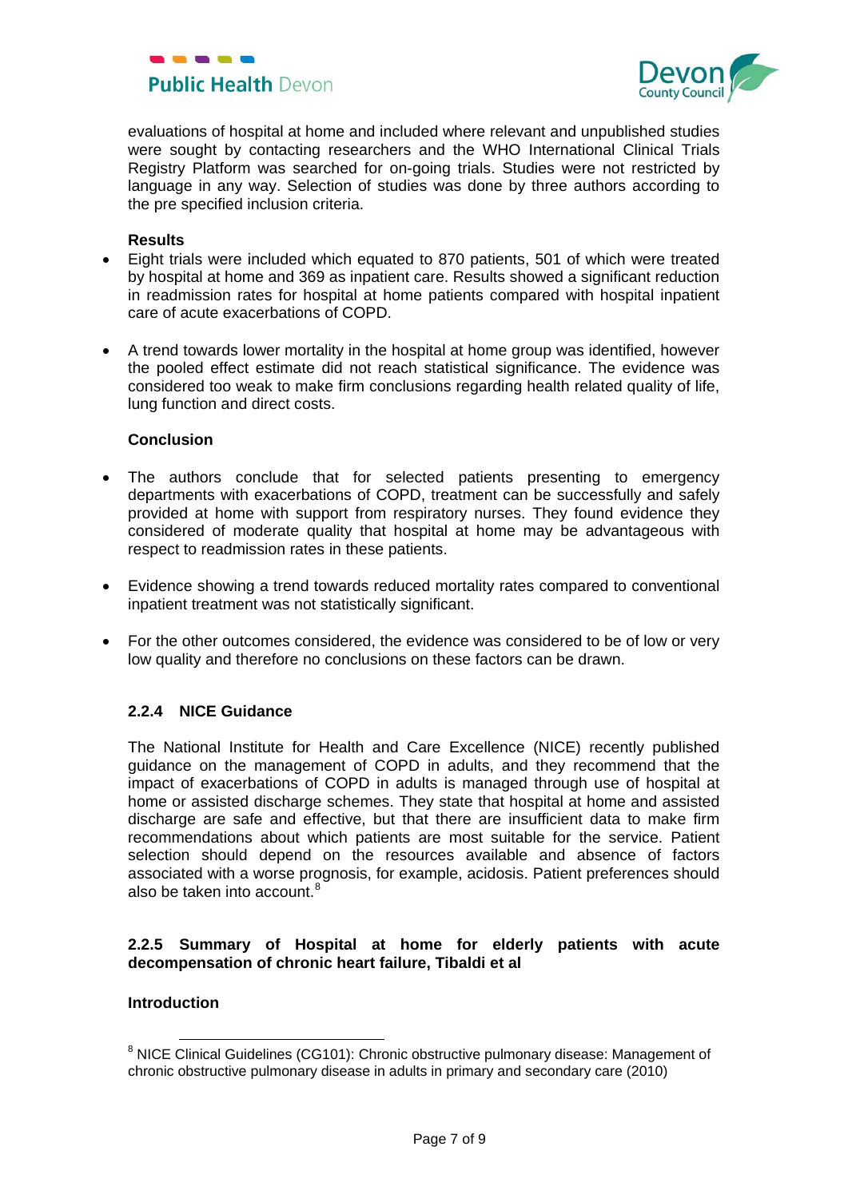evaluations of hospital at home and included where relevant and unpublished studies were sought by contacting researchers and the WHO International Clinical Trials Registry Platform was searched for on-going trials. Studies were not restricted by language in any way. Selection of studies was done by three authors according to the pre specified inclusion criteria.

**Results**

- Eight trials were included which equated to 870 patients, 501 of which were treated by hospital at home and 369 as inpatient care. Results showed a significant reduction in readmission rates for hospital at home patients compared with hospital inpatient care of acute exacerbations of COPD.
- A trend towards lower mortality in the hospital at home group was identified, however the pooled effect estimate did not reach statistical significance. The evidence was considered too weak to make firm conclusions regarding health related quality of life, lung function and direct costs.

**Conclusion**

- The authors conclude that for selected patients presenting to emergency departments with exacerbations of COPD, treatment can be successfully and safely provided at home with support from respiratory nurses. They found evidence they considered of moderate quality that hospital at home may be advantageous with respect to readmission rates in these patients.
- Evidence showing a trend towards reduced mortality rates compared to conventional inpatient treatment was not statistically significant.
- For the other outcomes considered, the evidence was considered to be of low or very low quality and therefore no conclusions on these factors can be drawn.

### 2.2.4 NICE Guidance

The National Institute for Health and Care Excellence (NICE) recently published guidance on the management of COPD in adults, and they recommend that the impact of exacerbations of COPD in adults is managed through use of hospital at home or assisted discharge schemes. They state that hospital at home and assisted discharge are safe and effective, but that there are insufficient data to make firm recommendations about which patients are most suitable for the service. Patient selection should depend on the resources available and absence of factors associated with a worse prognosis, for example, acidosis. Patient preferences should also be taken into account.[8]

### 2.2.5 Summary of Hospital at home for elderly patients with acute decompensation of chronic heart failure, Tibaldi et al

**Introduction**

[8] NICE Clinical Guidelines (CG101): Chronic obstructive pulmonary disease: Management of chronic obstructive pulmonary disease in adults in primary and secondary care (2010)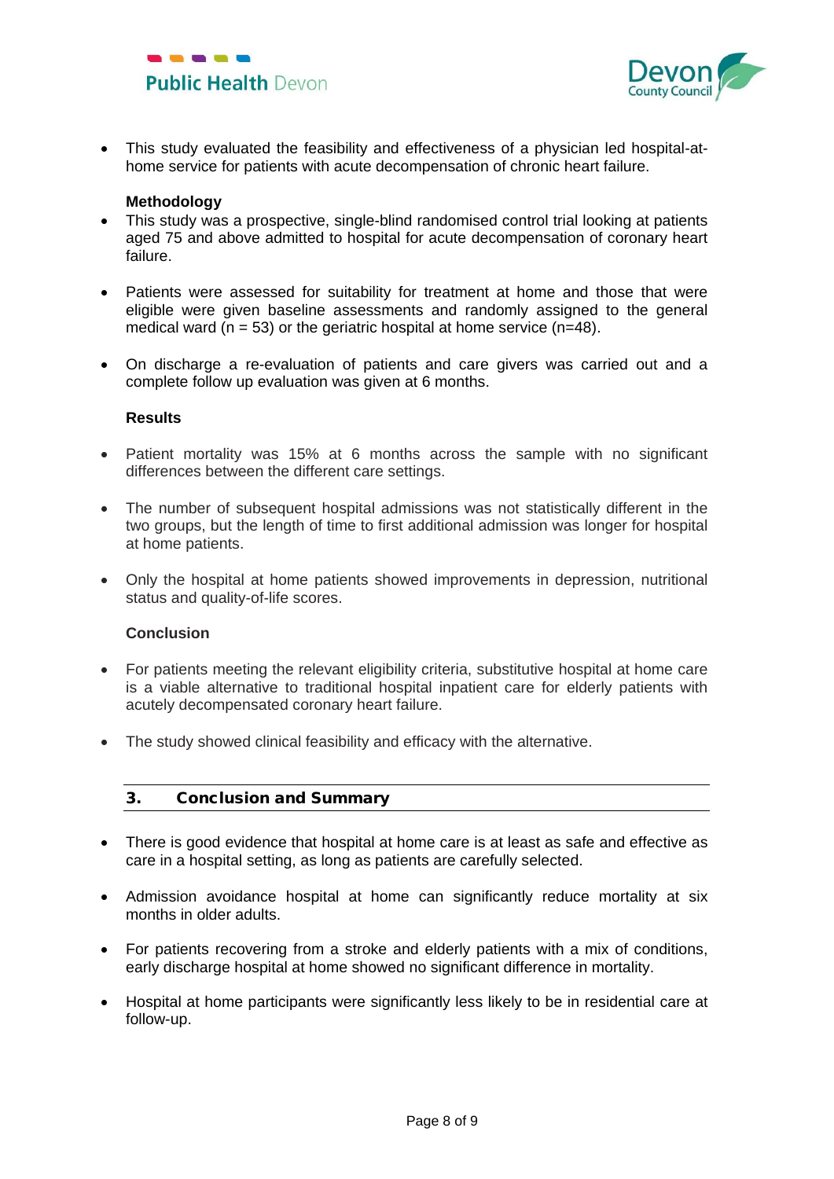- This study evaluated the feasibility and effectiveness of a physician led hospital-at-home service for patients with acute decompensation of chronic heart failure.

**Methodology**

- This study was a prospective, single-blind randomised control trial looking at patients aged 75 and above admitted to hospital for acute decompensation of coronary heart failure.
- Patients were assessed for suitability for treatment at home and those that were eligible were given baseline assessments and randomly assigned to the general medical ward (n = 53) or the geriatric hospital at home service (n=48).
- On discharge a re-evaluation of patients and care givers was carried out and a complete follow up evaluation was given at 6 months.

**Results**

- Patient mortality was 15% at 6 months across the sample with no significant differences between the different care settings.
- The number of subsequent hospital admissions was not statistically different in the two groups, but the length of time to first additional admission was longer for hospital at home patients.
- Only the hospital at home patients showed improvements in depression, nutritional status and quality-of-life scores.

**Conclusion**

- For patients meeting the relevant eligibility criteria, substitutive hospital at home care is a viable alternative to traditional hospital inpatient care for elderly patients with acutely decompensated coronary heart failure.
- The study showed clinical feasibility and efficacy with the alternative.

## 3. Conclusion and Summary

- There is good evidence that hospital at home care is at least as safe and effective as care in a hospital setting, as long as patients are carefully selected.
- Admission avoidance hospital at home can significantly reduce mortality at six months in older adults.
- For patients recovering from a stroke and elderly patients with a mix of conditions, early discharge hospital at home showed no significant difference in mortality.
- Hospital at home participants were significantly less likely to be in residential care at follow-up.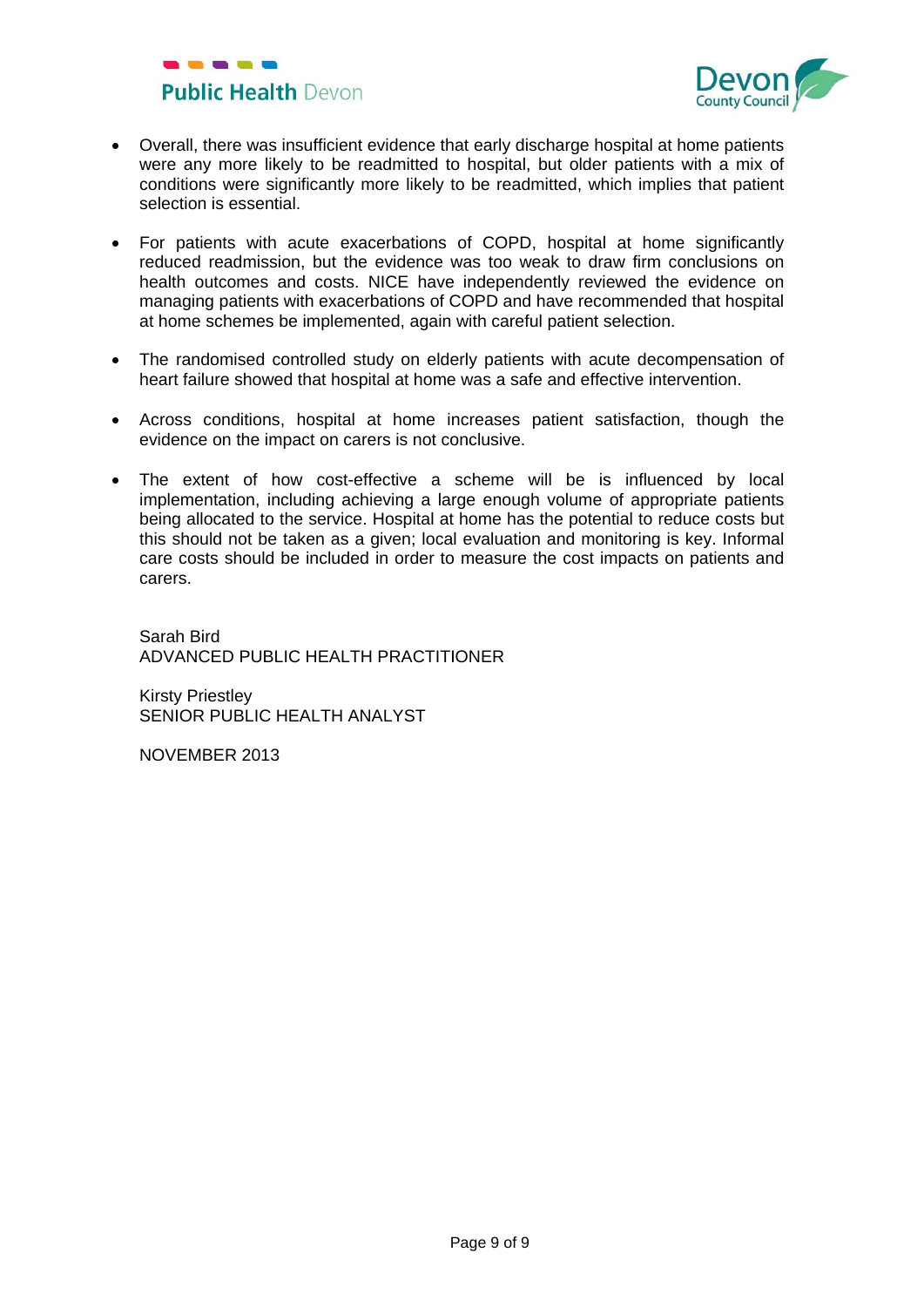- Overall, there was insufficient evidence that early discharge hospital at home patients were any more likely to be readmitted to hospital, but older patients with a mix of conditions were significantly more likely to be readmitted, which implies that patient selection is essential.

- For patients with acute exacerbations of COPD, hospital at home significantly reduced readmission, but the evidence was too weak to draw firm conclusions on health outcomes and costs. NICE have independently reviewed the evidence on managing patients with exacerbations of COPD and have recommended that hospital at home schemes be implemented, again with careful patient selection.

- The randomised controlled study on elderly patients with acute decompensation of heart failure showed that hospital at home was a safe and effective intervention.

- Across conditions, hospital at home increases patient satisfaction, though the evidence on the impact on carers is not conclusive.

- The extent of how cost-effective a scheme will be is influenced by local implementation, including achieving a large enough volume of appropriate patients being allocated to the service. Hospital at home has the potential to reduce costs but this should not be taken as a given; local evaluation and monitoring is key. Informal care costs should be included in order to measure the cost impacts on patients and carers.

Sarah Bird
ADVANCED PUBLIC HEALTH PRACTITIONER

Kirsty Priestley
SENIOR PUBLIC HEALTH ANALYST

NOVEMBER 2013